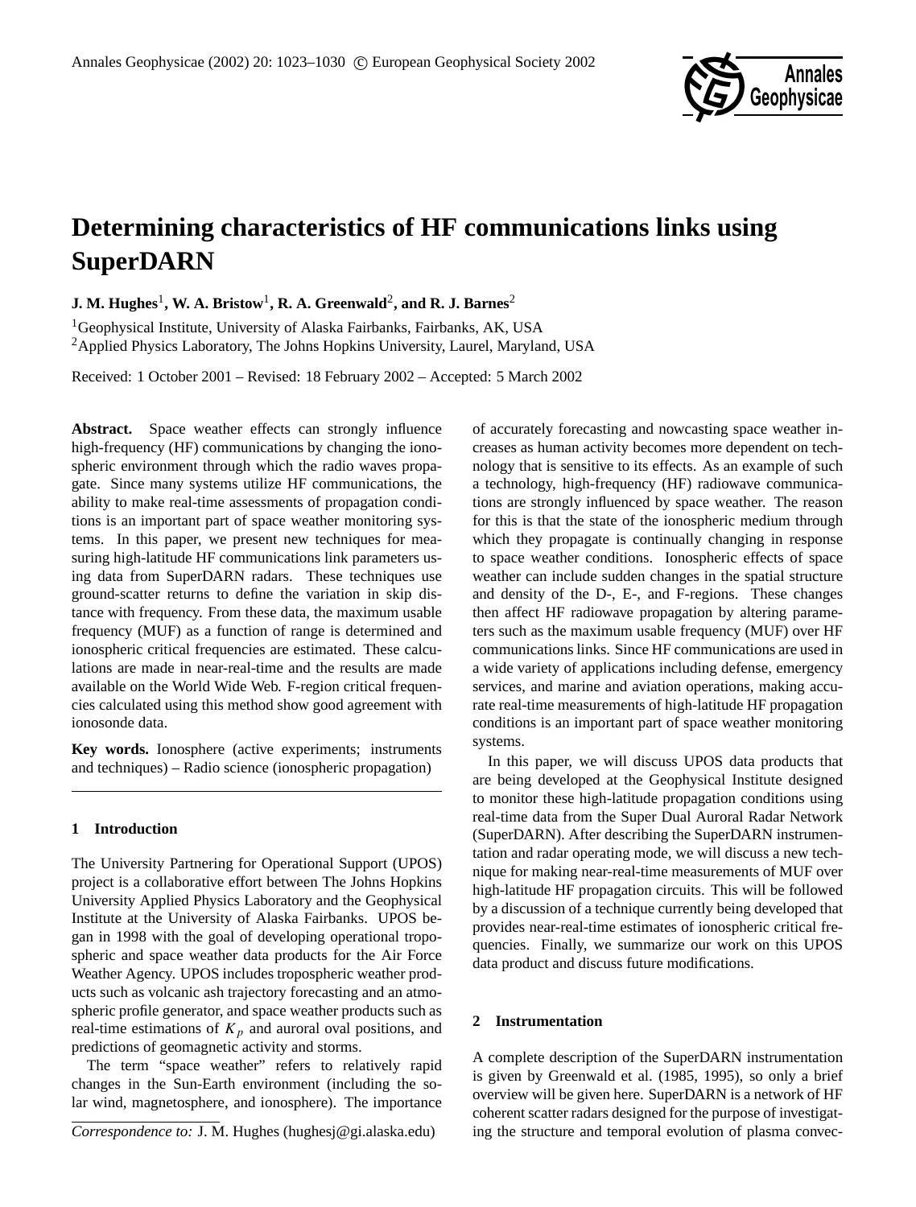# Determining characteristics of HF communications links using SuperDARN

**J. M. Hughes[1], W. A. Bristow[1], R. A. Greenwald[2], and R. J. Barnes[2]**

[1]Geophysical Institute, University of Alaska Fairbanks, Fairbanks, AK, USA
[2]Applied Physics Laboratory, The Johns Hopkins University, Laurel, Maryland, USA

Received: 1 October 2001 – Revised: 18 February 2002 – Accepted: 5 March 2002

**Abstract.** Space weather effects can strongly influence high-frequency (HF) communications by changing the ionospheric environment through which the radio waves propagate. Since many systems utilize HF communications, the ability to make real-time assessments of propagation conditions is an important part of space weather monitoring systems. In this paper, we present new techniques for measuring high-latitude HF communications link parameters using data from SuperDARN radars. These techniques use ground-scatter returns to define the variation in skip distance with frequency. From these data, the maximum usable frequency (MUF) as a function of range is determined and ionospheric critical frequencies are estimated. These calculations are made in near-real-time and the results are made available on the World Wide Web. F-region critical frequencies calculated using this method show good agreement with ionosonde data.

**Key words.** Ionosphere (active experiments; instruments and techniques) – Radio science (ionospheric propagation)

## 1 Introduction

The University Partnering for Operational Support (UPOS) project is a collaborative effort between The Johns Hopkins University Applied Physics Laboratory and the Geophysical Institute at the University of Alaska Fairbanks. UPOS began in 1998 with the goal of developing operational tropospheric and space weather data products for the Air Force Weather Agency. UPOS includes tropospheric weather products such as volcanic ash trajectory forecasting and an atmospheric profile generator, and space weather products such as real-time estimations of $K_p$ and auroral oval positions, and predictions of geomagnetic activity and storms.

The term "space weather" refers to relatively rapid changes in the Sun-Earth environment (including the solar wind, magnetosphere, and ionosphere). The importance of accurately forecasting and nowcasting space weather increases as human activity becomes more dependent on technology that is sensitive to its effects. As an example of such a technology, high-frequency (HF) radiowave communications are strongly influenced by space weather. The reason for this is that the state of the ionospheric medium through which they propagate is continually changing in response to space weather conditions. Ionospheric effects of space weather can include sudden changes in the spatial structure and density of the D-, E-, and F-regions. These changes then affect HF radiowave propagation by altering parameters such as the maximum usable frequency (MUF) over HF communications links. Since HF communications are used in a wide variety of applications including defense, emergency services, and marine and aviation operations, making accurate real-time measurements of high-latitude HF propagation conditions is an important part of space weather monitoring systems.

In this paper, we will discuss UPOS data products that are being developed at the Geophysical Institute designed to monitor these high-latitude propagation conditions using real-time data from the Super Dual Auroral Radar Network (SuperDARN). After describing the SuperDARN instrumentation and radar operating mode, we will discuss a new technique for making near-real-time measurements of MUF over high-latitude HF propagation circuits. This will be followed by a discussion of a technique currently being developed that provides near-real-time estimates of ionospheric critical frequencies. Finally, we summarize our work on this UPOS data product and discuss future modifications.

## 2 Instrumentation

A complete description of the SuperDARN instrumentation is given by Greenwald et al. (1985, 1995), so only a brief overview will be given here. SuperDARN is a network of HF coherent scatter radars designed for the purpose of investigating the structure and temporal evolution of plasma convec-

*Correspondence to:* J. M. Hughes (hughesj@gi.alaska.edu)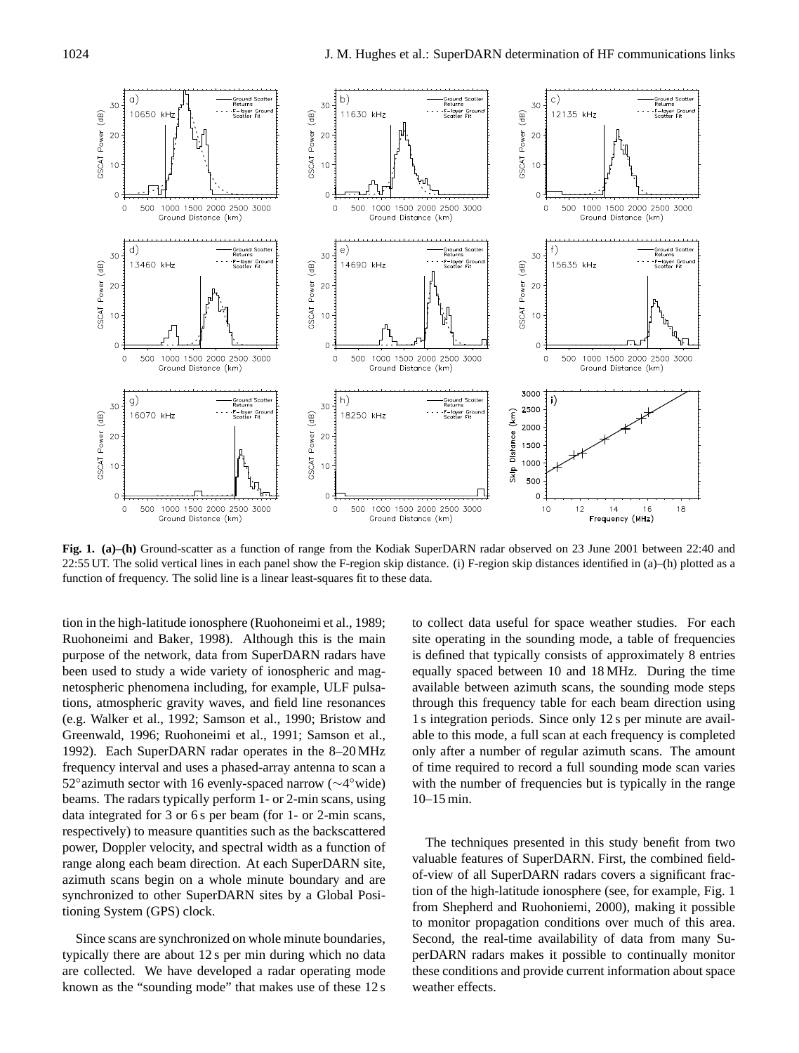**Fig. 1. (a)–(h)** Ground-scatter as a function of range from the Kodiak SuperDARN radar observed on 23 June 2001 between 22:40 and 22:55 UT. The solid vertical lines in each panel show the F-region skip distance. (i) F-region skip distances identified in (a)–(h) plotted as a function of frequency. The solid line is a linear least-squares fit to these data.

tion in the high-latitude ionosphere (Ruohoneimi et al., 1989; Ruohoneimi and Baker, 1998). Although this is the main purpose of the network, data from SuperDARN radars have been used to study a wide variety of ionospheric and magnetospheric phenomena including, for example, ULF pulsations, atmospheric gravity waves, and field line resonances (e.g. Walker et al., 1992; Samson et al., 1990; Bristow and Greenwald, 1996; Ruohoneimi et al., 1991; Samson et al., 1992). Each SuperDARN radar operates in the 8–20 MHz frequency interval and uses a phased-array antenna to scan a 52°azimuth sector with 16 evenly-spaced narrow (∼4°wide) beams. The radars typically perform 1- or 2-min scans, using data integrated for 3 or 6 s per beam (for 1- or 2-min scans, respectively) to measure quantities such as the backscattered power, Doppler velocity, and spectral width as a function of range along each beam direction. At each SuperDARN site, azimuth scans begin on a whole minute boundary and are synchronized to other SuperDARN sites by a Global Positioning System (GPS) clock.

Since scans are synchronized on whole minute boundaries, typically there are about 12 s per min during which no data are collected. We have developed a radar operating mode known as the "sounding mode" that makes use of these 12 s to collect data useful for space weather studies. For each site operating in the sounding mode, a table of frequencies is defined that typically consists of approximately 8 entries equally spaced between 10 and 18 MHz. During the time available between azimuth scans, the sounding mode steps through this frequency table for each beam direction using 1 s integration periods. Since only 12 s per minute are available to this mode, a full scan at each frequency is completed only after a number of regular azimuth scans. The amount of time required to record a full sounding mode scan varies with the number of frequencies but is typically in the range 10–15 min.

The techniques presented in this study benefit from two valuable features of SuperDARN. First, the combined field-of-view of all SuperDARN radars covers a significant fraction of the high-latitude ionosphere (see, for example, Fig. 1 from Shepherd and Ruohoniemi, 2000), making it possible to monitor propagation conditions over much of this area. Second, the real-time availability of data from many SuperDARN radars makes it possible to continually monitor these conditions and provide current information about space weather effects.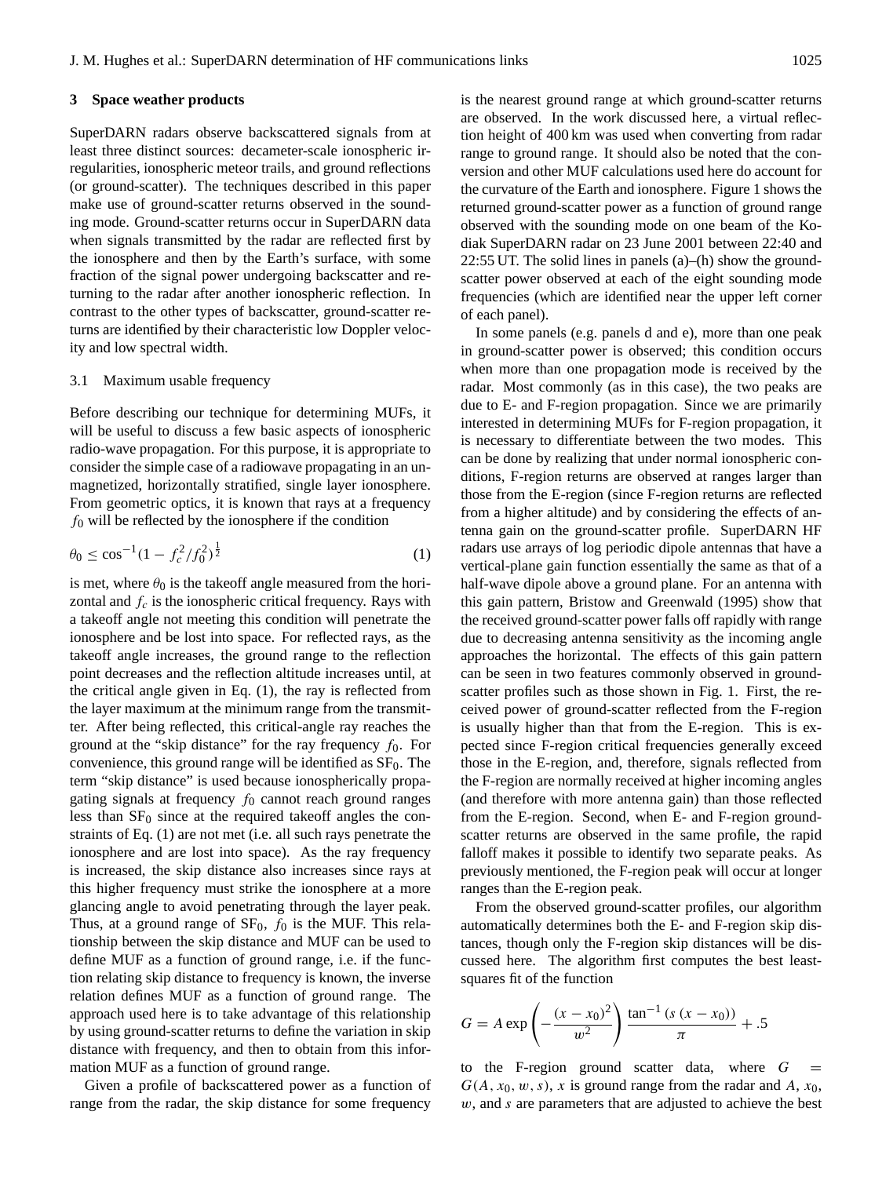## 3 Space weather products

SuperDARN radars observe backscattered signals from at least three distinct sources: decameter-scale ionospheric irregularities, ionospheric meteor trails, and ground reflections (or ground-scatter). The techniques described in this paper make use of ground-scatter returns observed in the sounding mode. Ground-scatter returns occur in SuperDARN data when signals transmitted by the radar are reflected first by the ionosphere and then by the Earth's surface, with some fraction of the signal power undergoing backscatter and returning to the radar after another ionospheric reflection. In contrast to the other types of backscatter, ground-scatter returns are identified by their characteristic low Doppler velocity and low spectral width.

### 3.1 Maximum usable frequency

Before describing our technique for determining MUFs, it will be useful to discuss a few basic aspects of ionospheric radio-wave propagation. For this purpose, it is appropriate to consider the simple case of a radiowave propagating in an unmagnetized, horizontally stratified, single layer ionosphere. From geometric optics, it is known that rays at a frequency $f_0$ will be reflected by the ionosphere if the condition

$$\theta_0 \leq \cos^{-1}(1 - f_c^2/f_0^2)^{\frac{1}{2}} \tag{1}$$

is met, where $\theta_0$ is the takeoff angle measured from the horizontal and $f_c$ is the ionospheric critical frequency. Rays with a takeoff angle not meeting this condition will penetrate the ionosphere and be lost into space. For reflected rays, as the takeoff angle increases, the ground range to the reflection point decreases and the reflection altitude increases until, at the critical angle given in Eq. (1), the ray is reflected from the layer maximum at the minimum range from the transmitter. After being reflected, this critical-angle ray reaches the ground at the "skip distance" for the ray frequency $f_0$. For convenience, this ground range will be identified as $\mathrm{SF}_0$. The term "skip distance" is used because ionospherically propagating signals at frequency $f_0$ cannot reach ground ranges less than $\mathrm{SF}_0$ since at the required takeoff angles the constraints of Eq. (1) are not met (i.e. all such rays penetrate the ionosphere and are lost into space). As the ray frequency is increased, the skip distance also increases since rays at this higher frequency must strike the ionosphere at a more glancing angle to avoid penetrating through the layer peak. Thus, at a ground range of $\mathrm{SF}_0$, $f_0$ is the MUF. This relationship between the skip distance and MUF can be used to define MUF as a function of ground range, i.e. if the function relating skip distance to frequency is known, the inverse relation defines MUF as a function of ground range. The approach used here is to take advantage of this relationship by using ground-scatter returns to define the variation in skip distance with frequency, and then to obtain from this information MUF as a function of ground range.

Given a profile of backscattered power as a function of range from the radar, the skip distance for some frequency is the nearest ground range at which ground-scatter returns are observed. In the work discussed here, a virtual reflection height of 400 km was used when converting from radar range to ground range. It should also be noted that the conversion and other MUF calculations used here do account for the curvature of the Earth and ionosphere. Figure 1 shows the returned ground-scatter power as a function of ground range observed with the sounding mode on one beam of the Kodiak SuperDARN radar on 23 June 2001 between 22:40 and 22:55 UT. The solid lines in panels (a)–(h) show the ground-scatter power observed at each of the eight sounding mode frequencies (which are identified near the upper left corner of each panel).

In some panels (e.g. panels d and e), more than one peak in ground-scatter power is observed; this condition occurs when more than one propagation mode is received by the radar. Most commonly (as in this case), the two peaks are due to E- and F-region propagation. Since we are primarily interested in determining MUFs for F-region propagation, it is necessary to differentiate between the two modes. This can be done by realizing that under normal ionospheric conditions, F-region returns are observed at ranges larger than those from the E-region (since F-region returns are reflected from a higher altitude) and by considering the effects of antenna gain on the ground-scatter profile. SuperDARN HF radars use arrays of log periodic dipole antennas that have a vertical-plane gain function essentially the same as that of a half-wave dipole above a ground plane. For an antenna with this gain pattern, Bristow and Greenwald (1995) show that the received ground-scatter power falls off rapidly with range due to decreasing antenna sensitivity as the incoming angle approaches the horizontal. The effects of this gain pattern can be seen in two features commonly observed in ground-scatter profiles such as those shown in Fig. 1. First, the received power of ground-scatter reflected from the F-region is usually higher than that from the E-region. This is expected since F-region critical frequencies generally exceed those in the E-region, and, therefore, signals reflected from the F-region are normally received at higher incoming angles (and therefore with more antenna gain) than those reflected from the E-region. Second, when E- and F-region ground-scatter returns are observed in the same profile, the rapid falloff makes it possible to identify two separate peaks. As previously mentioned, the F-region peak will occur at longer ranges than the E-region peak.

From the observed ground-scatter profiles, our algorithm automatically determines both the E- and F-region skip distances, though only the F-region skip distances will be discussed here. The algorithm first computes the best least-squares fit of the function

$$G = A \exp\left(-\frac{(x - x_0)^2}{w^2}\right) \frac{\tan^{-1}(s\,(x - x_0))}{\pi} + .5$$

to the F-region ground scatter data, where $G = G(A, x_0, w, s)$, $x$ is ground range from the radar and $A$, $x_0$, $w$, and $s$ are parameters that are adjusted to achieve the best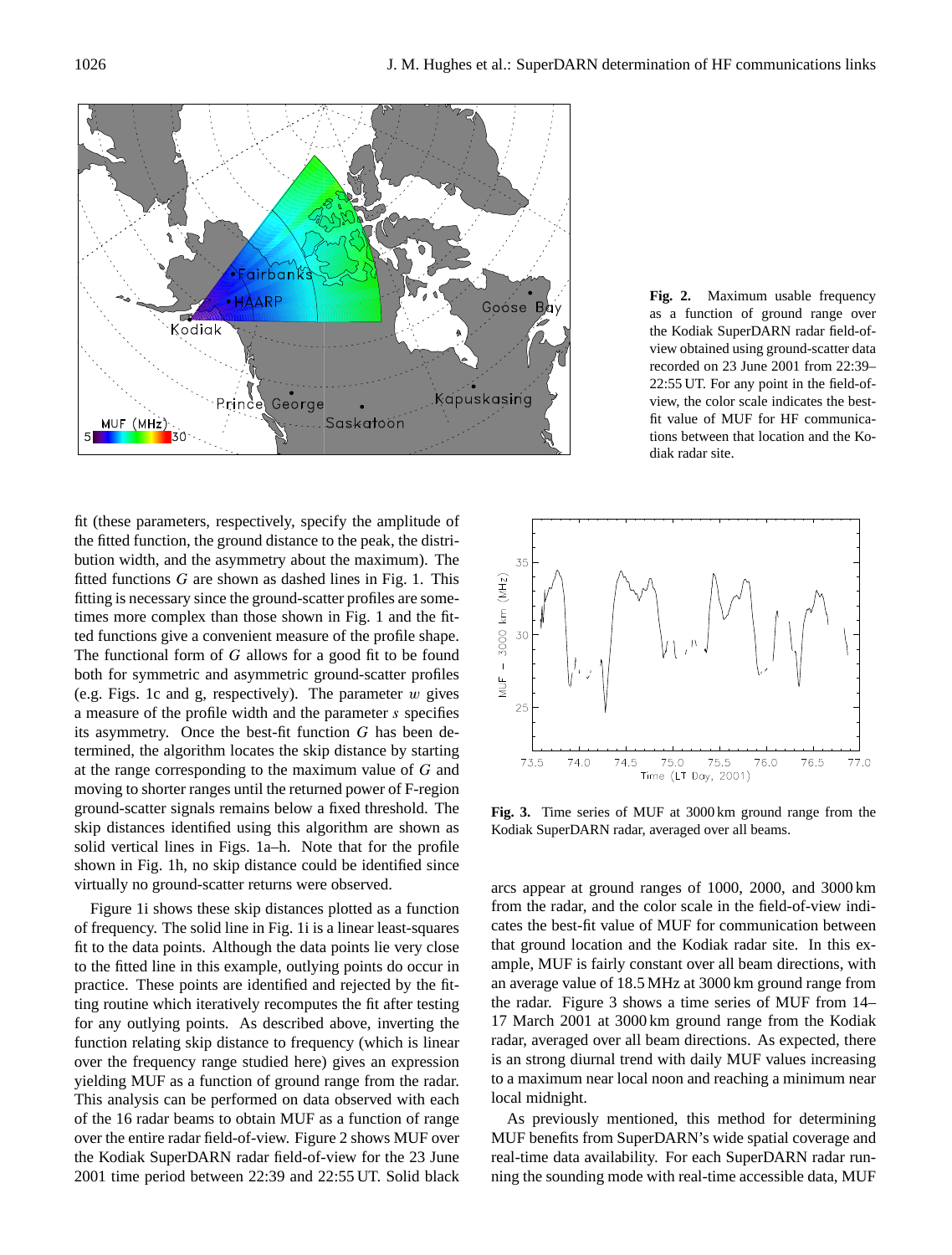Fig. 2. Maximum usable frequency as a function of ground range over the Kodiak SuperDARN radar field-of-view obtained using ground-scatter data recorded on 23 June 2001 from 22:39–22:55 UT. For any point in the field-of-view, the color scale indicates the best-fit value of MUF for HF communications between that location and the Kodiak radar site.

fit (these parameters, respectively, specify the amplitude of the fitted function, the ground distance to the peak, the distribution width, and the asymmetry about the maximum). The fitted functions $G$ are shown as dashed lines in Fig. 1. This fitting is necessary since the ground-scatter profiles are sometimes more complex than those shown in Fig. 1 and the fitted functions give a convenient measure of the profile shape. The functional form of $G$ allows for a good fit to be found both for symmetric and asymmetric ground-scatter profiles (e.g. Figs. 1c and g, respectively). The parameter $w$ gives a measure of the profile width and the parameter $s$ specifies its asymmetry. Once the best-fit function $G$ has been determined, the algorithm locates the skip distance by starting at the range corresponding to the maximum value of $G$ and moving to shorter ranges until the returned power of F-region ground-scatter signals remains below a fixed threshold. The skip distances identified using this algorithm are shown as solid vertical lines in Figs. 1a–h. Note that for the profile shown in Fig. 1h, no skip distance could be identified since virtually no ground-scatter returns were observed.

Figure 1i shows these skip distances plotted as a function of frequency. The solid line in Fig. 1i is a linear least-squares fit to the data points. Although the data points lie very close to the fitted line in this example, outlying points do occur in practice. These points are identified and rejected by the fitting routine which iteratively recomputes the fit after testing for any outlying points. As described above, inverting the function relating skip distance to frequency (which is linear over the frequency range studied here) gives an expression yielding MUF as a function of ground range from the radar. This analysis can be performed on data observed with each of the 16 radar beams to obtain MUF as a function of range over the entire radar field-of-view. Figure 2 shows MUF over the Kodiak SuperDARN radar field-of-view for the 23 June 2001 time period between 22:39 and 22:55 UT. Solid black arcs appear at ground ranges of 1000, 2000, and 3000 km from the radar, and the color scale in the field-of-view indicates the best-fit value of MUF for communication between that ground location and the Kodiak radar site. In this example, MUF is fairly constant over all beam directions, with an average value of 18.5 MHz at 3000 km ground range from the radar. Figure 3 shows a time series of MUF from 14–17 March 2001 at 3000 km ground range from the Kodiak radar, averaged over all beam directions. As expected, there is an strong diurnal trend with daily MUF values increasing to a maximum near local noon and reaching a minimum near local midnight.

Fig. 3. Time series of MUF at 3000 km ground range from the Kodiak SuperDARN radar, averaged over all beams.

As previously mentioned, this method for determining MUF benefits from SuperDARN's wide spatial coverage and real-time data availability. For each SuperDARN radar running the sounding mode with real-time accessible data, MUF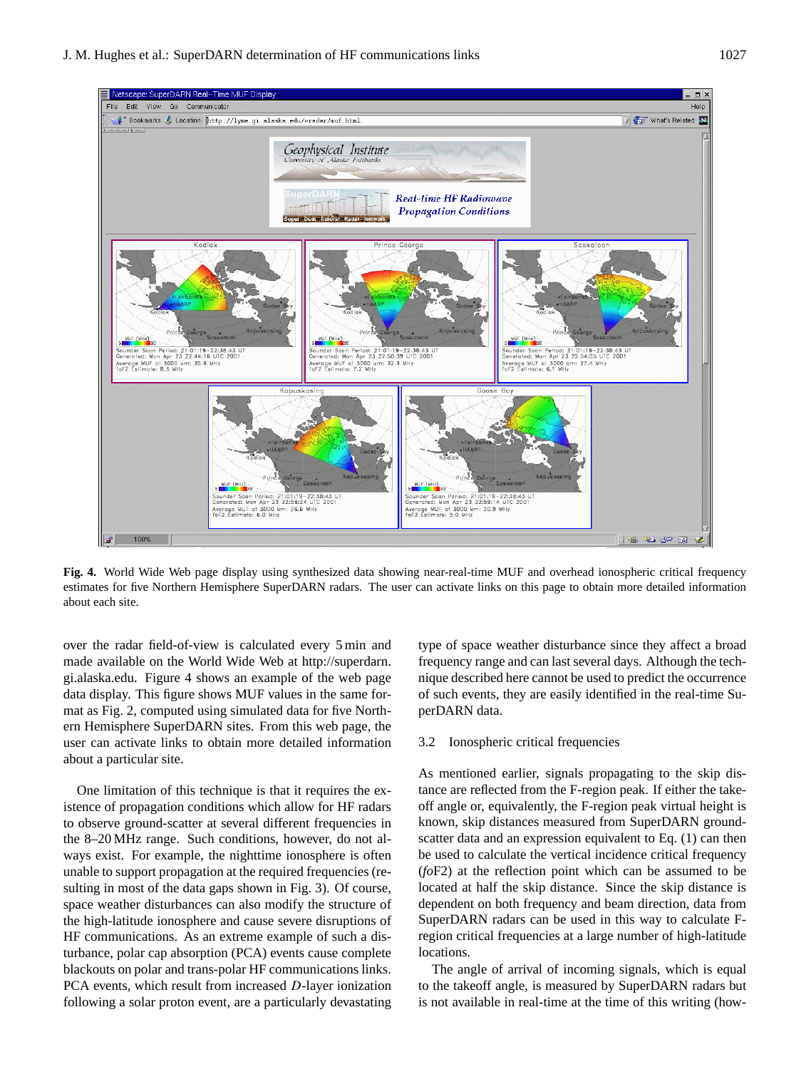**Fig. 4.** World Wide Web page display using synthesized data showing near-real-time MUF and overhead ionospheric critical frequency estimates for five Northern Hemisphere SuperDARN radars. The user can activate links on this page to obtain more detailed information about each site.

over the radar field-of-view is calculated every 5 min and made available on the World Wide Web at http://superdarn.gi.alaska.edu. Figure 4 shows an example of the web page data display. This figure shows MUF values in the same format as Fig. 2, computed using simulated data for five Northern Hemisphere SuperDARN sites. From this web page, the user can activate links to obtain more detailed information about a particular site.

One limitation of this technique is that it requires the existence of propagation conditions which allow for HF radars to observe ground-scatter at several different frequencies in the 8–20 MHz range. Such conditions, however, do not always exist. For example, the nighttime ionosphere is often unable to support propagation at the required frequencies (resulting in most of the data gaps shown in Fig. 3). Of course, space weather disturbances can also modify the structure of the high-latitude ionosphere and cause severe disruptions of HF communications. As an extreme example of such a disturbance, polar cap absorption (PCA) events cause complete blackouts on polar and trans-polar HF communications links. PCA events, which result from increased *D*-layer ionization following a solar proton event, are a particularly devastating type of space weather disturbance since they affect a broad frequency range and can last several days. Although the technique described here cannot be used to predict the occurrence of such events, they are easily identified in the real-time SuperDARN data.

### 3.2 Ionospheric critical frequencies

As mentioned earlier, signals propagating to the skip distance are reflected from the F-region peak. If either the take-off angle or, equivalently, the F-region peak virtual height is known, skip distances measured from SuperDARN ground-scatter data and an expression equivalent to Eq. (1) can then be used to calculate the vertical incidence critical frequency (*fo*F2) at the reflection point which can be assumed to be located at half the skip distance. Since the skip distance is dependent on both frequency and beam direction, data from SuperDARN radars can be used in this way to calculate F-region critical frequencies at a large number of high-latitude locations.

The angle of arrival of incoming signals, which is equal to the takeoff angle, is measured by SuperDARN radars but is not available in real-time at the time of this writing (how-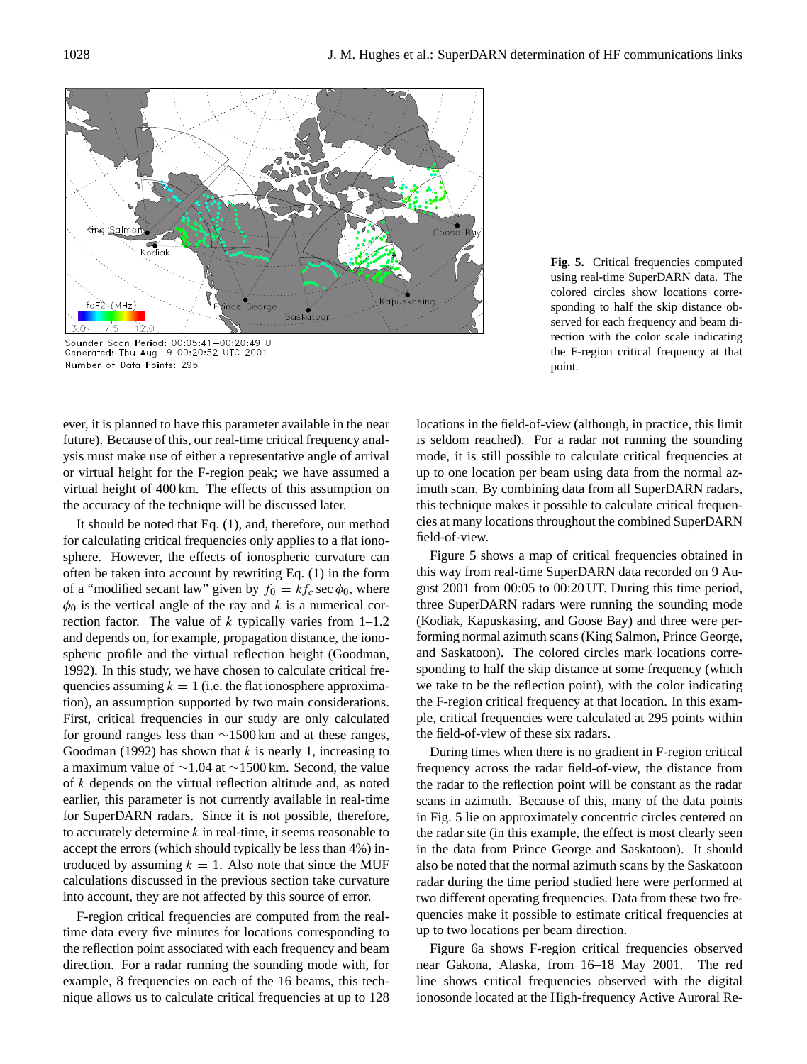Sounder Scan Period: 00:05:41–00:20:49 UT
Generated: Thu Aug 9 00:20:52 UTC 2001
Number of Data Points: 295

**Fig. 5.** Critical frequencies computed using real-time SuperDARN data. The colored circles show locations corresponding to half the skip distance observed for each frequency and beam direction with the color scale indicating the F-region critical frequency at that point.

ever, it is planned to have this parameter available in the near future). Because of this, our real-time critical frequency analysis must make use of either a representative angle of arrival or virtual height for the F-region peak; we have assumed a virtual height of 400 km. The effects of this assumption on the accuracy of the technique will be discussed later.

It should be noted that Eq. (1), and, therefore, our method for calculating critical frequencies only applies to a flat ionosphere. However, the effects of ionospheric curvature can often be taken into account by rewriting Eq. (1) in the form of a "modified secant law" given by $f_0 = k f_c \sec \phi_0$, where $\phi_0$ is the vertical angle of the ray and $k$ is a numerical correction factor. The value of $k$ typically varies from 1–1.2 and depends on, for example, propagation distance, the ionospheric profile and the virtual reflection height (Goodman, 1992). In this study, we have chosen to calculate critical frequencies assuming $k = 1$ (i.e. the flat ionosphere approximation), an assumption supported by two main considerations. First, critical frequencies in our study are only calculated for ground ranges less than ∼1500 km and at these ranges, Goodman (1992) has shown that $k$ is nearly 1, increasing to a maximum value of ∼1.04 at ∼1500 km. Second, the value of $k$ depends on the virtual reflection altitude and, as noted earlier, this parameter is not currently available in real-time for SuperDARN radars. Since it is not possible, therefore, to accurately determine $k$ in real-time, it seems reasonable to accept the errors (which should typically be less than 4%) introduced by assuming $k = 1$. Also note that since the MUF calculations discussed in the previous section take curvature into account, they are not affected by this source of error.

F-region critical frequencies are computed from the real-time data every five minutes for locations corresponding to the reflection point associated with each frequency and beam direction. For a radar running the sounding mode with, for example, 8 frequencies on each of the 16 beams, this technique allows us to calculate critical frequencies at up to 128 locations in the field-of-view (although, in practice, this limit is seldom reached). For a radar not running the sounding mode, it is still possible to calculate critical frequencies at up to one location per beam using data from the normal azimuth scan. By combining data from all SuperDARN radars, this technique makes it possible to calculate critical frequencies at many locations throughout the combined SuperDARN field-of-view.

Figure 5 shows a map of critical frequencies obtained in this way from real-time SuperDARN data recorded on 9 August 2001 from 00:05 to 00:20 UT. During this time period, three SuperDARN radars were running the sounding mode (Kodiak, Kapuskasing, and Goose Bay) and three were performing normal azimuth scans (King Salmon, Prince George, and Saskatoon). The colored circles mark locations corresponding to half the skip distance at some frequency (which we take to be the reflection point), with the color indicating the F-region critical frequency at that location. In this example, critical frequencies were calculated at 295 points within the field-of-view of these six radars.

During times when there is no gradient in F-region critical frequency across the radar field-of-view, the distance from the radar to the reflection point will be constant as the radar scans in azimuth. Because of this, many of the data points in Fig. 5 lie on approximately concentric circles centered on the radar site (in this example, the effect is most clearly seen in the data from Prince George and Saskatoon). It should also be noted that the normal azimuth scans by the Saskatoon radar during the time period studied here were performed at two different operating frequencies. Data from these two frequencies make it possible to estimate critical frequencies at up to two locations per beam direction.

Figure 6a shows F-region critical frequencies observed near Gakona, Alaska, from 16–18 May 2001. The red line shows critical frequencies observed with the digital ionosonde located at the High-frequency Active Auroral Re-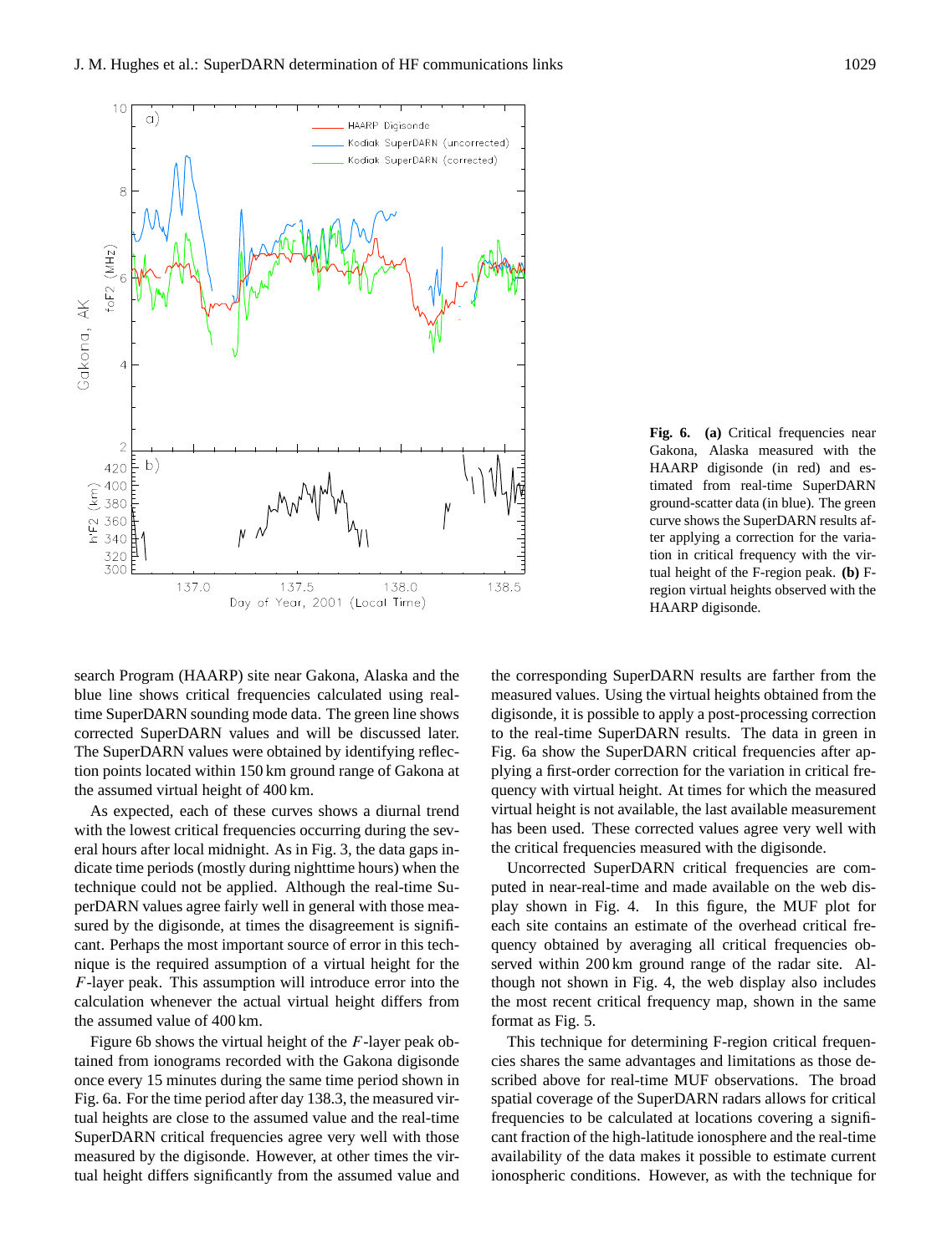**Fig. 6.** **(a)** Critical frequencies near Gakona, Alaska measured with the HAARP digisonde (in red) and estimated from real-time SuperDARN ground-scatter data (in blue). The green curve shows the SuperDARN results after applying a correction for the variation in critical frequency with the virtual height of the F-region peak. **(b)** F-region virtual heights observed with the HAARP digisonde.

search Program (HAARP) site near Gakona, Alaska and the blue line shows critical frequencies calculated using real-time SuperDARN sounding mode data. The green line shows corrected SuperDARN values and will be discussed later. The SuperDARN values were obtained by identifying reflection points located within 150 km ground range of Gakona at the assumed virtual height of 400 km.

As expected, each of these curves shows a diurnal trend with the lowest critical frequencies occurring during the several hours after local midnight. As in Fig. 3, the data gaps indicate time periods (mostly during nighttime hours) when the technique could not be applied. Although the real-time SuperDARN values agree fairly well in general with those measured by the digisonde, at times the disagreement is significant. Perhaps the most important source of error in this technique is the required assumption of a virtual height for the $F$-layer peak. This assumption will introduce error into the calculation whenever the actual virtual height differs from the assumed value of 400 km.

Figure 6b shows the virtual height of the $F$-layer peak obtained from ionograms recorded with the Gakona digisonde once every 15 minutes during the same time period shown in Fig. 6a. For the time period after day 138.3, the measured virtual heights are close to the assumed value and the real-time SuperDARN critical frequencies agree very well with those measured by the digisonde. However, at other times the virtual height differs significantly from the assumed value and the corresponding SuperDARN results are farther from the measured values. Using the virtual heights obtained from the digisonde, it is possible to apply a post-processing correction to the real-time SuperDARN results. The data in green in Fig. 6a show the SuperDARN critical frequencies after applying a first-order correction for the variation in critical frequency with virtual height. At times for which the measured virtual height is not available, the last available measurement has been used. These corrected values agree very well with the critical frequencies measured with the digisonde.

Uncorrected SuperDARN critical frequencies are computed in near-real-time and made available on the web display shown in Fig. 4. In this figure, the MUF plot for each site contains an estimate of the overhead critical frequency obtained by averaging all critical frequencies observed within 200 km ground range of the radar site. Although not shown in Fig. 4, the web display also includes the most recent critical frequency map, shown in the same format as Fig. 5.

This technique for determining F-region critical frequencies shares the same advantages and limitations as those described above for real-time MUF observations. The broad spatial coverage of the SuperDARN radars allows for critical frequencies to be calculated at locations covering a significant fraction of the high-latitude ionosphere and the real-time availability of the data makes it possible to estimate current ionospheric conditions. However, as with the technique for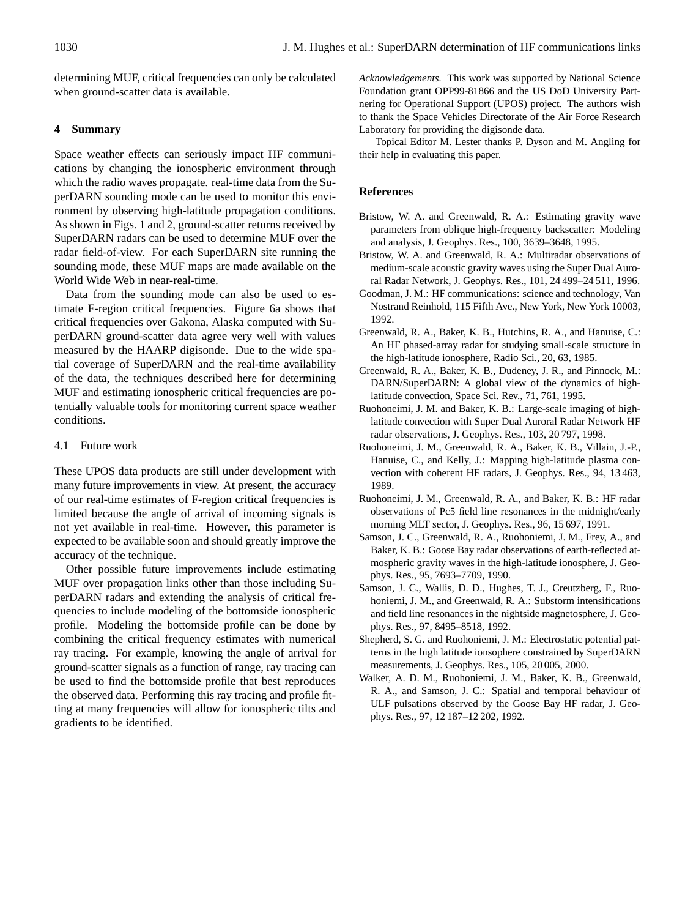determining MUF, critical frequencies can only be calculated when ground-scatter data is available.

## 4 Summary

Space weather effects can seriously impact HF communications by changing the ionospheric environment through which the radio waves propagate. real-time data from the SuperDARN sounding mode can be used to monitor this environment by observing high-latitude propagation conditions. As shown in Figs. 1 and 2, ground-scatter returns received by SuperDARN radars can be used to determine MUF over the radar field-of-view. For each SuperDARN site running the sounding mode, these MUF maps are made available on the World Wide Web in near-real-time.

Data from the sounding mode can also be used to estimate F-region critical frequencies. Figure 6a shows that critical frequencies over Gakona, Alaska computed with SuperDARN ground-scatter data agree very well with values measured by the HAARP digisonde. Due to the wide spatial coverage of SuperDARN and the real-time availability of the data, the techniques described here for determining MUF and estimating ionospheric critical frequencies are potentially valuable tools for monitoring current space weather conditions.

### 4.1 Future work

These UPOS data products are still under development with many future improvements in view. At present, the accuracy of our real-time estimates of F-region critical frequencies is limited because the angle of arrival of incoming signals is not yet available in real-time. However, this parameter is expected to be available soon and should greatly improve the accuracy of the technique.

Other possible future improvements include estimating MUF over propagation links other than those including SuperDARN radars and extending the analysis of critical frequencies to include modeling of the bottomside ionospheric profile. Modeling the bottomside profile can be done by combining the critical frequency estimates with numerical ray tracing. For example, knowing the angle of arrival for ground-scatter signals as a function of range, ray tracing can be used to find the bottomside profile that best reproduces the observed data. Performing this ray tracing and profile fitting at many frequencies will allow for ionospheric tilts and gradients to be identified.

*Acknowledgements.* This work was supported by National Science Foundation grant OPP99-81866 and the US DoD University Partnering for Operational Support (UPOS) project. The authors wish to thank the Space Vehicles Directorate of the Air Force Research Laboratory for providing the digisonde data.

Topical Editor M. Lester thanks P. Dyson and M. Angling for their help in evaluating this paper.

## References

Bristow, W. A. and Greenwald, R. A.: Estimating gravity wave parameters from oblique high-frequency backscatter: Modeling and analysis, J. Geophys. Res., 100, 3639–3648, 1995.

Bristow, W. A. and Greenwald, R. A.: Multiradar observations of medium-scale acoustic gravity waves using the Super Dual Auroral Radar Network, J. Geophys. Res., 101, 24 499–24 511, 1996.

Goodman, J. M.: HF communications: science and technology, Van Nostrand Reinhold, 115 Fifth Ave., New York, New York 10003, 1992.

Greenwald, R. A., Baker, K. B., Hutchins, R. A., and Hanuise, C.: An HF phased-array radar for studying small-scale structure in the high-latitude ionosphere, Radio Sci., 20, 63, 1985.

Greenwald, R. A., Baker, K. B., Dudeney, J. R., and Pinnock, M.: DARN/SuperDARN: A global view of the dynamics of high-latitude convection, Space Sci. Rev., 71, 761, 1995.

Ruohoneimi, J. M. and Baker, K. B.: Large-scale imaging of high-latitude convection with Super Dual Auroral Radar Network HF radar observations, J. Geophys. Res., 103, 20 797, 1998.

Ruohoneimi, J. M., Greenwald, R. A., Baker, K. B., Villain, J.-P., Hanuise, C., and Kelly, J.: Mapping high-latitude plasma convection with coherent HF radars, J. Geophys. Res., 94, 13 463, 1989.

Ruohoneimi, J. M., Greenwald, R. A., and Baker, K. B.: HF radar observations of Pc5 field line resonances in the midnight/early morning MLT sector, J. Geophys. Res., 96, 15 697, 1991.

Samson, J. C., Greenwald, R. A., Ruohoniemi, J. M., Frey, A., and Baker, K. B.: Goose Bay radar observations of earth-reflected atmospheric gravity waves in the high-latitude ionosphere, J. Geophys. Res., 95, 7693–7709, 1990.

Samson, J. C., Wallis, D. D., Hughes, T. J., Creutzberg, F., Ruohoniemi, J. M., and Greenwald, R. A.: Substorm intensifications and field line resonances in the nightside magnetosphere, J. Geophys. Res., 97, 8495–8518, 1992.

Shepherd, S. G. and Ruohoniemi, J. M.: Electrostatic potential patterns in the high latitude ionsophere constrained by SuperDARN measurements, J. Geophys. Res., 105, 20 005, 2000.

Walker, A. D. M., Ruohoniemi, J. M., Baker, K. B., Greenwald, R. A., and Samson, J. C.: Spatial and temporal behaviour of ULF pulsations observed by the Goose Bay HF radar, J. Geophys. Res., 97, 12 187–12 202, 1992.